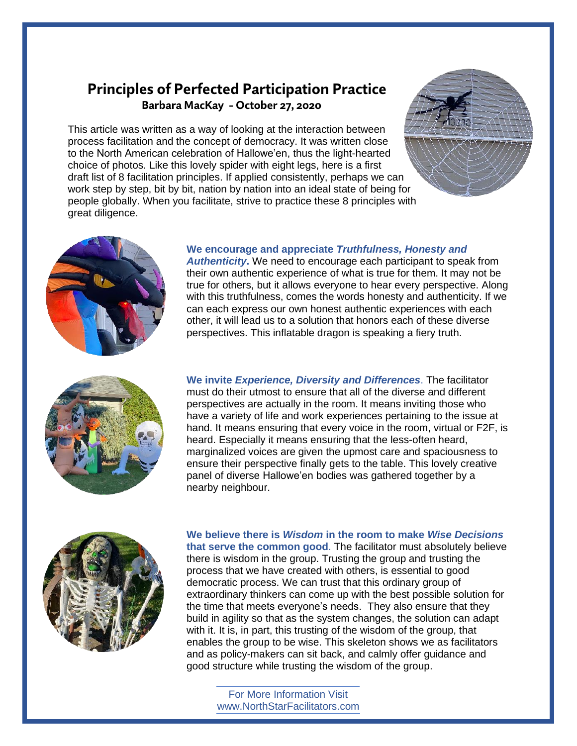# Principles of Perfected Participation Practice

**Barbara MacKay - October 27, 2020**

This article was written as a way of looking at the interaction between process facilitation and the concept of democracy. It was written close to the North American celebration of Hallowe'en, thus the light-hearted choice of photos. Like this lovely spider with eight legs, here is a first draft list of 8 facilitation principles. If applied consistently, perhaps we can work step by step, bit by bit, nation by nation into an ideal state of being for people globally. When you facilitate, strive to practice these 8 principles with great diligence.

**We encourage and appreciate *Truthfulness, Honesty and Authenticity*.** We need to encourage each participant to speak from their own authentic experience of what is true for them. It may not be true for others, but it allows everyone to hear every perspective. Along with this truthfulness, comes the words honesty and authenticity. If we can each express our own honest authentic experiences with each other, it will lead us to a solution that honors each of these diverse perspectives. This inflatable dragon is speaking a fiery truth.

**We invite *Experience, Diversity and Differences*.** The facilitator must do their utmost to ensure that all of the diverse and different perspectives are actually in the room. It means inviting those who have a variety of life and work experiences pertaining to the issue at hand. It means ensuring that every voice in the room, virtual or F2F, is heard. Especially it means ensuring that the less-often heard, marginalized voices are given the upmost care and spaciousness to ensure their perspective finally gets to the table. This lovely creative panel of diverse Hallowe'en bodies was gathered together by a nearby neighbour.

**We believe there is *Wisdom* in the room to make *Wise Decisions* that serve the common good.** The facilitator must absolutely believe there is wisdom in the group. Trusting the group and trusting the process that we have created with others, is essential to good democratic process. We can trust that this ordinary group of extraordinary thinkers can come up with the best possible solution for the time that meets everyone's needs. They also ensure that they build in agility so that as the system changes, the solution can adapt with it. It is, in part, this trusting of the wisdom of the group, that enables the group to be wise. This skeleton shows we as facilitators and as policy-makers can sit back, and calmly offer guidance and good structure while trusting the wisdom of the group.

For More Information Visit
www.NorthStarFacilitators.com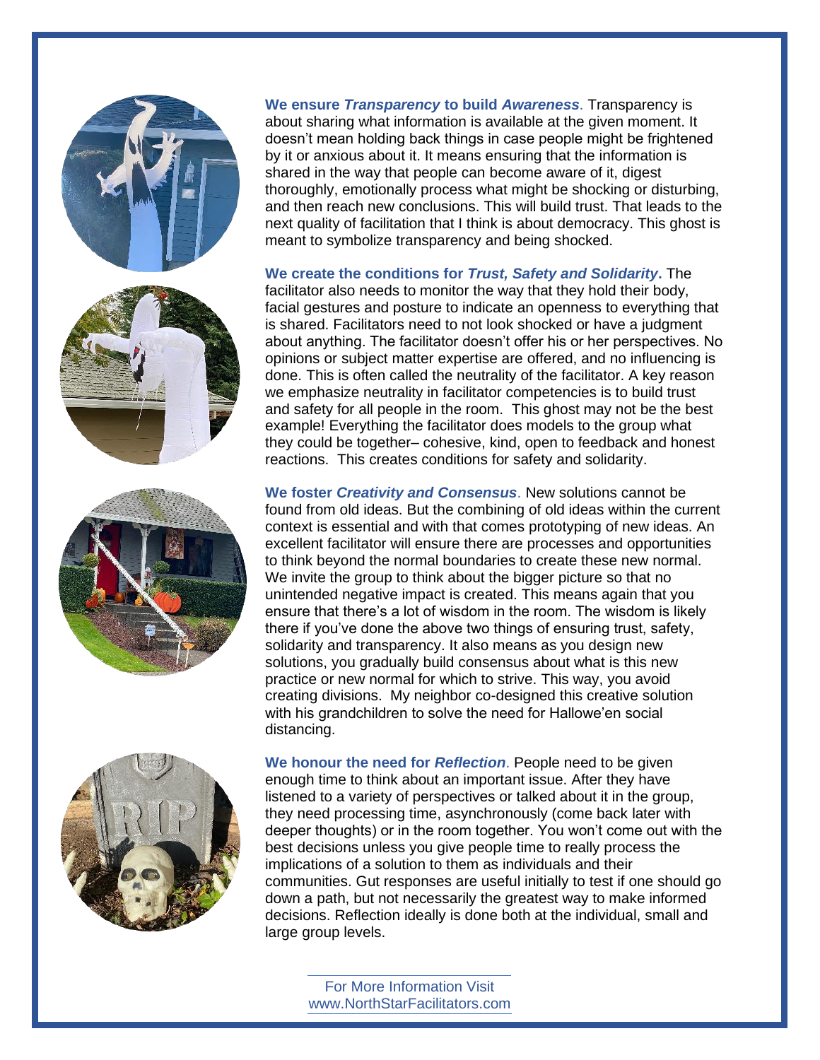**We ensure *Transparency* to build *Awareness*.** Transparency is about sharing what information is available at the given moment. It doesn't mean holding back things in case people might be frightened by it or anxious about it. It means ensuring that the information is shared in the way that people can become aware of it, digest thoroughly, emotionally process what might be shocking or disturbing, and then reach new conclusions. This will build trust. That leads to the next quality of facilitation that I think is about democracy. This ghost is meant to symbolize transparency and being shocked.

**We create the conditions for *Trust, Safety and Solidarity*.** The facilitator also needs to monitor the way that they hold their body, facial gestures and posture to indicate an openness to everything that is shared. Facilitators need to not look shocked or have a judgment about anything. The facilitator doesn't offer his or her perspectives. No opinions or subject matter expertise are offered, and no influencing is done. This is often called the neutrality of the facilitator. A key reason we emphasize neutrality in facilitator competencies is to build trust and safety for all people in the room. This ghost may not be the best example! Everything the facilitator does models to the group what they could be together– cohesive, kind, open to feedback and honest reactions. This creates conditions for safety and solidarity.

**We foster *Creativity and Consensus*.** New solutions cannot be found from old ideas. But the combining of old ideas within the current context is essential and with that comes prototyping of new ideas. An excellent facilitator will ensure there are processes and opportunities to think beyond the normal boundaries to create these new normal. We invite the group to think about the bigger picture so that no unintended negative impact is created. This means again that you ensure that there's a lot of wisdom in the room. The wisdom is likely there if you've done the above two things of ensuring trust, safety, solidarity and transparency. It also means as you design new solutions, you gradually build consensus about what is this new practice or new normal for which to strive. This way, you avoid creating divisions. My neighbor co-designed this creative solution with his grandchildren to solve the need for Hallowe'en social distancing.

**We honour the need for *Reflection*.** People need to be given enough time to think about an important issue. After they have listened to a variety of perspectives or talked about it in the group, they need processing time, asynchronously (come back later with deeper thoughts) or in the room together. You won't come out with the best decisions unless you give people time to really process the implications of a solution to them as individuals and their communities. Gut responses are useful initially to test if one should go down a path, but not necessarily the greatest way to make informed decisions. Reflection ideally is done both at the individual, small and large group levels.

For More Information Visit
www.NorthStarFacilitators.com